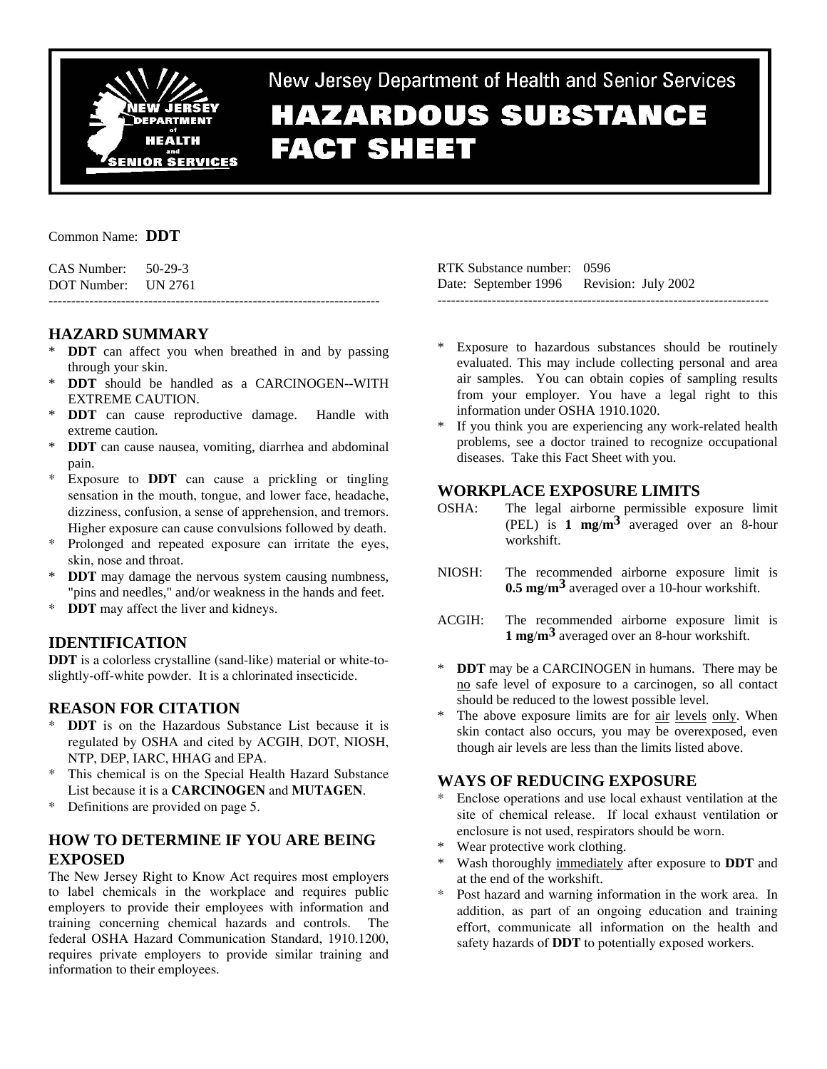New Jersey Department of Health and Senior Services

# HAZARDOUS SUBSTANCE FACT SHEET

Common Name: **DDT**

CAS Number: 50-29-3
DOT Number: UN 2761

RTK Substance number: 0596
Date: September 1996 Revision: July 2002

---

## HAZARD SUMMARY

* **DDT** can affect you when breathed in and by passing through your skin.
* **DDT** should be handled as a CARCINOGEN--WITH EXTREME CAUTION.
* **DDT** can cause reproductive damage. Handle with extreme caution.
* **DDT** can cause nausea, vomiting, diarrhea and abdominal pain.
* Exposure to **DDT** can cause a prickling or tingling sensation in the mouth, tongue, and lower face, headache, dizziness, confusion, a sense of apprehension, and tremors. Higher exposure can cause convulsions followed by death.
* Prolonged and repeated exposure can irritate the eyes, skin, nose and throat.
* **DDT** may damage the nervous system causing numbness, "pins and needles," and/or weakness in the hands and feet.
* **DDT** may affect the liver and kidneys.

## IDENTIFICATION

**DDT** is a colorless crystalline (sand-like) material or white-to-slightly-off-white powder. It is a chlorinated insecticide.

## REASON FOR CITATION

* **DDT** is on the Hazardous Substance List because it is regulated by OSHA and cited by ACGIH, DOT, NIOSH, NTP, DEP, IARC, HHAG and EPA.
* This chemical is on the Special Health Hazard Substance List because it is a **CARCINOGEN** and **MUTAGEN**.
* Definitions are provided on page 5.

## HOW TO DETERMINE IF YOU ARE BEING EXPOSED

The New Jersey Right to Know Act requires most employers to label chemicals in the workplace and requires public employers to provide their employees with information and training concerning chemical hazards and controls. The federal OSHA Hazard Communication Standard, 1910.1200, requires private employers to provide similar training and information to their employees.

* Exposure to hazardous substances should be routinely evaluated. This may include collecting personal and area air samples. You can obtain copies of sampling results from your employer. You have a legal right to this information under OSHA 1910.1020.
* If you think you are experiencing any work-related health problems, see a doctor trained to recognize occupational diseases. Take this Fact Sheet with you.

## WORKPLACE EXPOSURE LIMITS

OSHA: The legal airborne permissible exposure limit (PEL) is **1 mg/m$^3$** averaged over an 8-hour workshift.

NIOSH: The recommended airborne exposure limit is **0.5 mg/m$^3$** averaged over a 10-hour workshift.

ACGIH: The recommended airborne exposure limit is **1 mg/m$^3$** averaged over an 8-hour workshift.

* **DDT** may be a CARCINOGEN in humans. There may be no safe level of exposure to a carcinogen, so all contact should be reduced to the lowest possible level.
* The above exposure limits are for air levels only. When skin contact also occurs, you may be overexposed, even though air levels are less than the limits listed above.

## WAYS OF REDUCING EXPOSURE

* Enclose operations and use local exhaust ventilation at the site of chemical release. If local exhaust ventilation or enclosure is not used, respirators should be worn.
* Wear protective work clothing.
* Wash thoroughly immediately after exposure to **DDT** and at the end of the workshift.
* Post hazard and warning information in the work area. In addition, as part of an ongoing education and training effort, communicate all information on the health and safety hazards of **DDT** to potentially exposed workers.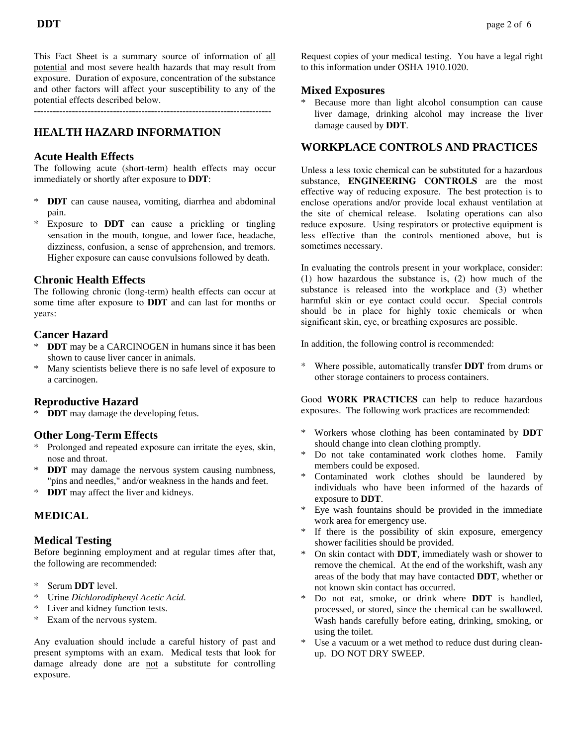This Fact Sheet is a summary source of information of all potential and most severe health hazards that may result from exposure. Duration of exposure, concentration of the substance and other factors will affect your susceptibility to any of the potential effects described below.

---

## HEALTH HAZARD INFORMATION

### Acute Health Effects

The following acute (short-term) health effects may occur immediately or shortly after exposure to **DDT**:

* **DDT** can cause nausea, vomiting, diarrhea and abdominal pain.
* Exposure to **DDT** can cause a prickling or tingling sensation in the mouth, tongue, and lower face, headache, dizziness, confusion, a sense of apprehension, and tremors. Higher exposure can cause convulsions followed by death.

### Chronic Health Effects

The following chronic (long-term) health effects can occur at some time after exposure to **DDT** and can last for months or years:

### Cancer Hazard

* **DDT** may be a CARCINOGEN in humans since it has been shown to cause liver cancer in animals.
* Many scientists believe there is no safe level of exposure to a carcinogen.

### Reproductive Hazard

* **DDT** may damage the developing fetus.

### Other Long-Term Effects

* Prolonged and repeated exposure can irritate the eyes, skin, nose and throat.
* **DDT** may damage the nervous system causing numbness, "pins and needles," and/or weakness in the hands and feet.
* **DDT** may affect the liver and kidneys.

## MEDICAL

### Medical Testing

Before beginning employment and at regular times after that, the following are recommended:

* Serum **DDT** level.
* Urine *Dichlorodiphenyl Acetic Acid*.
* Liver and kidney function tests.
* Exam of the nervous system.

Any evaluation should include a careful history of past and present symptoms with an exam. Medical tests that look for damage already done are not a substitute for controlling exposure.

Request copies of your medical testing. You have a legal right to this information under OSHA 1910.1020.

### Mixed Exposures

* Because more than light alcohol consumption can cause liver damage, drinking alcohol may increase the liver damage caused by **DDT**.

## WORKPLACE CONTROLS AND PRACTICES

Unless a less toxic chemical can be substituted for a hazardous substance, **ENGINEERING CONTROLS** are the most effective way of reducing exposure. The best protection is to enclose operations and/or provide local exhaust ventilation at the site of chemical release. Isolating operations can also reduce exposure. Using respirators or protective equipment is less effective than the controls mentioned above, but is sometimes necessary.

In evaluating the controls present in your workplace, consider: (1) how hazardous the substance is, (2) how much of the substance is released into the workplace and (3) whether harmful skin or eye contact could occur. Special controls should be in place for highly toxic chemicals or when significant skin, eye, or breathing exposures are possible.

In addition, the following control is recommended:

* Where possible, automatically transfer **DDT** from drums or other storage containers to process containers.

Good **WORK PRACTICES** can help to reduce hazardous exposures. The following work practices are recommended:

* Workers whose clothing has been contaminated by **DDT** should change into clean clothing promptly.
* Do not take contaminated work clothes home. Family members could be exposed.
* Contaminated work clothes should be laundered by individuals who have been informed of the hazards of exposure to **DDT**.
* Eye wash fountains should be provided in the immediate work area for emergency use.
* If there is the possibility of skin exposure, emergency shower facilities should be provided.
* On skin contact with **DDT**, immediately wash or shower to remove the chemical. At the end of the workshift, wash any areas of the body that may have contacted **DDT**, whether or not known skin contact has occurred.
* Do not eat, smoke, or drink where **DDT** is handled, processed, or stored, since the chemical can be swallowed. Wash hands carefully before eating, drinking, smoking, or using the toilet.
* Use a vacuum or a wet method to reduce dust during clean-up. DO NOT DRY SWEEP.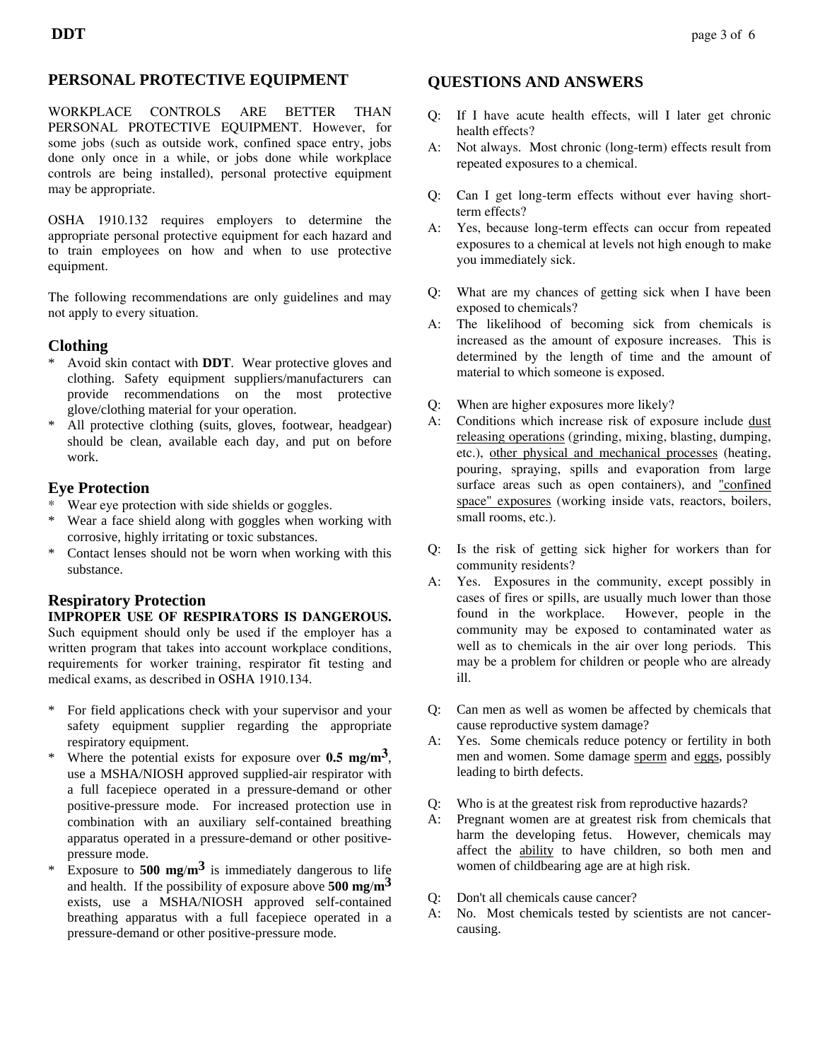## PERSONAL PROTECTIVE EQUIPMENT

WORKPLACE CONTROLS ARE BETTER THAN PERSONAL PROTECTIVE EQUIPMENT. However, for some jobs (such as outside work, confined space entry, jobs done only once in a while, or jobs done while workplace controls are being installed), personal protective equipment may be appropriate.

OSHA 1910.132 requires employers to determine the appropriate personal protective equipment for each hazard and to train employees on how and when to use protective equipment.

The following recommendations are only guidelines and may not apply to every situation.

### Clothing

* Avoid skin contact with **DDT**. Wear protective gloves and clothing. Safety equipment suppliers/manufacturers can provide recommendations on the most protective glove/clothing material for your operation.
* All protective clothing (suits, gloves, footwear, headgear) should be clean, available each day, and put on before work.

### Eye Protection

* Wear eye protection with side shields or goggles.
* Wear a face shield along with goggles when working with corrosive, highly irritating or toxic substances.
* Contact lenses should not be worn when working with this substance.

### Respiratory Protection

**IMPROPER USE OF RESPIRATORS IS DANGEROUS.** Such equipment should only be used if the employer has a written program that takes into account workplace conditions, requirements for worker training, respirator fit testing and medical exams, as described in OSHA 1910.134.

* For field applications check with your supervisor and your safety equipment supplier regarding the appropriate respiratory equipment.
* Where the potential exists for exposure over **0.5 mg/m$^3$**, use a MSHA/NIOSH approved supplied-air respirator with a full facepiece operated in a pressure-demand or other positive-pressure mode. For increased protection use in combination with an auxiliary self-contained breathing apparatus operated in a pressure-demand or other positive-pressure mode.
* Exposure to **500 mg/m$^3$** is immediately dangerous to life and health. If the possibility of exposure above **500 mg/m$^3$** exists, use a MSHA/NIOSH approved self-contained breathing apparatus with a full facepiece operated in a pressure-demand or other positive-pressure mode.

## QUESTIONS AND ANSWERS

Q: If I have acute health effects, will I later get chronic health effects?

A: Not always. Most chronic (long-term) effects result from repeated exposures to a chemical.

Q: Can I get long-term effects without ever having short-term effects?

A: Yes, because long-term effects can occur from repeated exposures to a chemical at levels not high enough to make you immediately sick.

Q: What are my chances of getting sick when I have been exposed to chemicals?

A: The likelihood of becoming sick from chemicals is increased as the amount of exposure increases. This is determined by the length of time and the amount of material to which someone is exposed.

Q: When are higher exposures more likely?

A: Conditions which increase risk of exposure include dust releasing operations (grinding, mixing, blasting, dumping, etc.), other physical and mechanical processes (heating, pouring, spraying, spills and evaporation from large surface areas such as open containers), and "confined space" exposures (working inside vats, reactors, boilers, small rooms, etc.).

Q: Is the risk of getting sick higher for workers than for community residents?

A: Yes. Exposures in the community, except possibly in cases of fires or spills, are usually much lower than those found in the workplace. However, people in the community may be exposed to contaminated water as well as to chemicals in the air over long periods. This may be a problem for children or people who are already ill.

Q: Can men as well as women be affected by chemicals that cause reproductive system damage?

A: Yes. Some chemicals reduce potency or fertility in both men and women. Some damage sperm and eggs, possibly leading to birth defects.

Q: Who is at the greatest risk from reproductive hazards?

A: Pregnant women are at greatest risk from chemicals that harm the developing fetus. However, chemicals may affect the ability to have children, so both men and women of childbearing age are at high risk.

Q: Don't all chemicals cause cancer?

A: No. Most chemicals tested by scientists are not cancer-causing.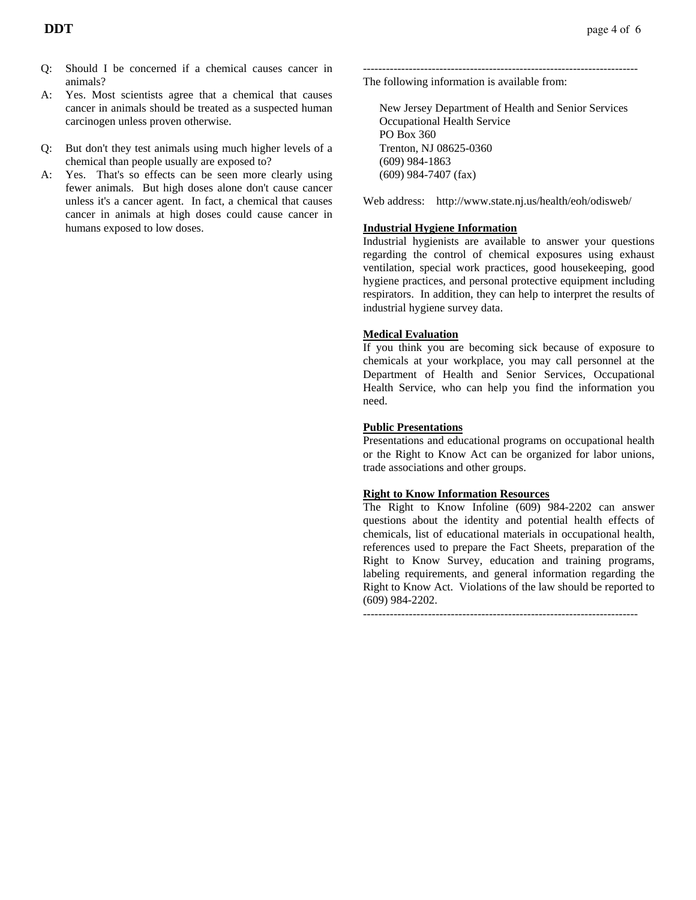Q: Should I be concerned if a chemical causes cancer in animals?

A: Yes. Most scientists agree that a chemical that causes cancer in animals should be treated as a suspected human carcinogen unless proven otherwise.

Q: But don't they test animals using much higher levels of a chemical than people usually are exposed to?

A: Yes. That's so effects can be seen more clearly using fewer animals. But high doses alone don't cause cancer unless it's a cancer agent. In fact, a chemical that causes cancer in animals at high doses could cause cancer in humans exposed to low doses.

------------------------------------------------------------------------

The following information is available from:

New Jersey Department of Health and Senior Services
Occupational Health Service
PO Box 360
Trenton, NJ 08625-0360
(609) 984-1863
(609) 984-7407 (fax)

Web address: http://www.state.nj.us/health/eoh/odisweb/

**Industrial Hygiene Information**

Industrial hygienists are available to answer your questions regarding the control of chemical exposures using exhaust ventilation, special work practices, good housekeeping, good hygiene practices, and personal protective equipment including respirators. In addition, they can help to interpret the results of industrial hygiene survey data.

**Medical Evaluation**

If you think you are becoming sick because of exposure to chemicals at your workplace, you may call personnel at the Department of Health and Senior Services, Occupational Health Service, who can help you find the information you need.

**Public Presentations**

Presentations and educational programs on occupational health or the Right to Know Act can be organized for labor unions, trade associations and other groups.

**Right to Know Information Resources**

The Right to Know Infoline (609) 984-2202 can answer questions about the identity and potential health effects of chemicals, list of educational materials in occupational health, references used to prepare the Fact Sheets, preparation of the Right to Know Survey, education and training programs, labeling requirements, and general information regarding the Right to Know Act. Violations of the law should be reported to (609) 984-2202.

------------------------------------------------------------------------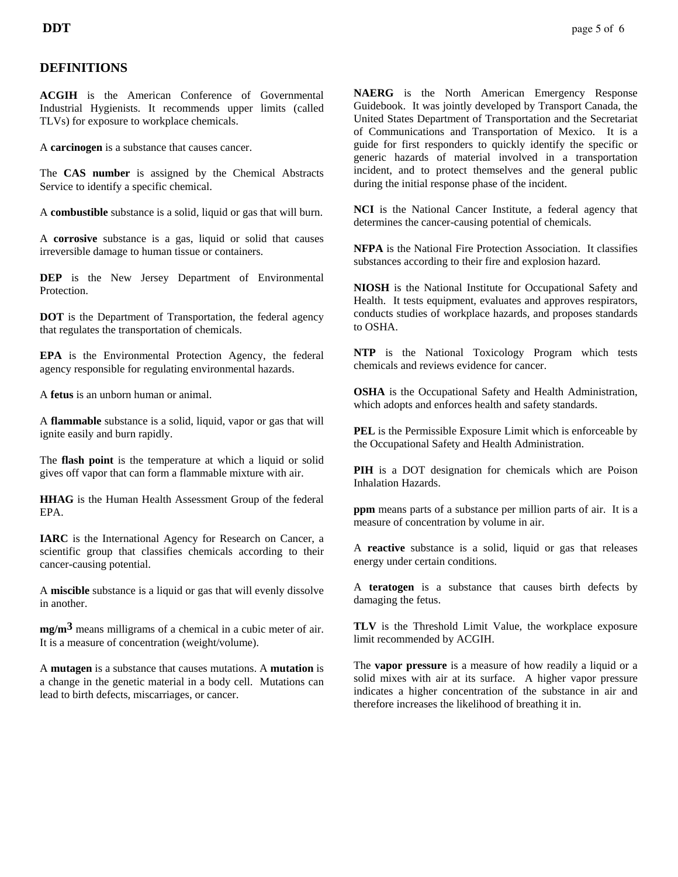## DEFINITIONS

**ACGIH** is the American Conference of Governmental Industrial Hygienists. It recommends upper limits (called TLVs) for exposure to workplace chemicals.

A **carcinogen** is a substance that causes cancer.

The **CAS number** is assigned by the Chemical Abstracts Service to identify a specific chemical.

A **combustible** substance is a solid, liquid or gas that will burn.

A **corrosive** substance is a gas, liquid or solid that causes irreversible damage to human tissue or containers.

**DEP** is the New Jersey Department of Environmental Protection.

**DOT** is the Department of Transportation, the federal agency that regulates the transportation of chemicals.

**EPA** is the Environmental Protection Agency, the federal agency responsible for regulating environmental hazards.

A **fetus** is an unborn human or animal.

A **flammable** substance is a solid, liquid, vapor or gas that will ignite easily and burn rapidly.

The **flash point** is the temperature at which a liquid or solid gives off vapor that can form a flammable mixture with air.

**HHAG** is the Human Health Assessment Group of the federal EPA.

**IARC** is the International Agency for Research on Cancer, a scientific group that classifies chemicals according to their cancer-causing potential.

A **miscible** substance is a liquid or gas that will evenly dissolve in another.

**mg/m$^3$** means milligrams of a chemical in a cubic meter of air. It is a measure of concentration (weight/volume).

A **mutagen** is a substance that causes mutations. A **mutation** is a change in the genetic material in a body cell. Mutations can lead to birth defects, miscarriages, or cancer.

**NAERG** is the North American Emergency Response Guidebook. It was jointly developed by Transport Canada, the United States Department of Transportation and the Secretariat of Communications and Transportation of Mexico. It is a guide for first responders to quickly identify the specific or generic hazards of material involved in a transportation incident, and to protect themselves and the general public during the initial response phase of the incident.

**NCI** is the National Cancer Institute, a federal agency that determines the cancer-causing potential of chemicals.

**NFPA** is the National Fire Protection Association. It classifies substances according to their fire and explosion hazard.

**NIOSH** is the National Institute for Occupational Safety and Health. It tests equipment, evaluates and approves respirators, conducts studies of workplace hazards, and proposes standards to OSHA.

**NTP** is the National Toxicology Program which tests chemicals and reviews evidence for cancer.

**OSHA** is the Occupational Safety and Health Administration, which adopts and enforces health and safety standards.

**PEL** is the Permissible Exposure Limit which is enforceable by the Occupational Safety and Health Administration.

**PIH** is a DOT designation for chemicals which are Poison Inhalation Hazards.

**ppm** means parts of a substance per million parts of air. It is a measure of concentration by volume in air.

A **reactive** substance is a solid, liquid or gas that releases energy under certain conditions.

A **teratogen** is a substance that causes birth defects by damaging the fetus.

**TLV** is the Threshold Limit Value, the workplace exposure limit recommended by ACGIH.

The **vapor pressure** is a measure of how readily a liquid or a solid mixes with air at its surface. A higher vapor pressure indicates a higher concentration of the substance in air and therefore increases the likelihood of breathing it in.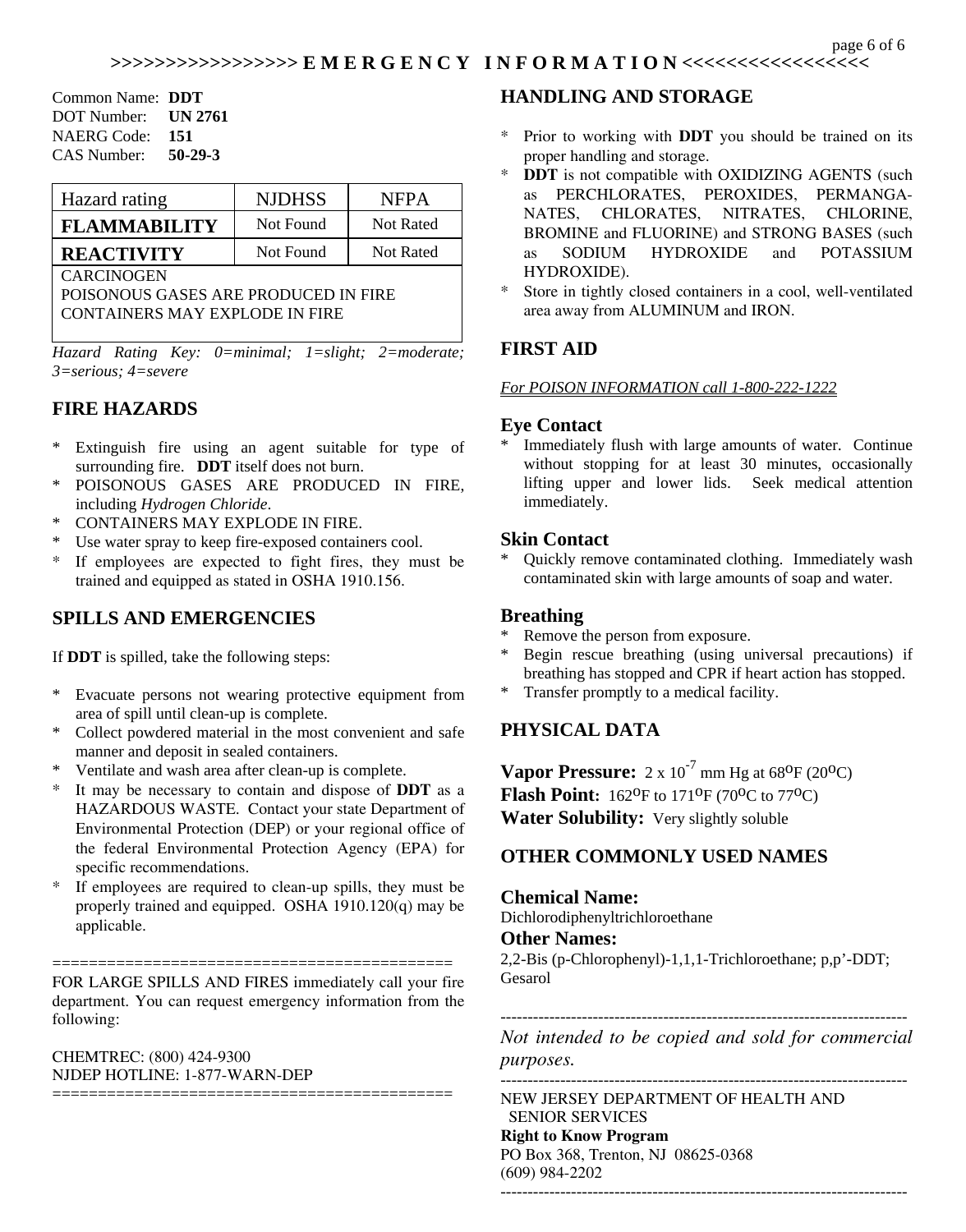# >>>>>>>>>>>>>>>>> E M E R G E N C Y   I N F O R M A T I O N <<<<<<<<<<<<<<<<<

Common Name: **DDT**
DOT Number: **UN 2761**
NAERG Code: **151**
CAS Number: **50-29-3**

| Hazard rating | NJDHSS | NFPA |
|---|---|---|
| **FLAMMABILITY** | Not Found | Not Rated |
| **REACTIVITY** | Not Found | Not Rated |
| CARCINOGEN<br>POISONOUS GASES ARE PRODUCED IN FIRE<br>CONTAINERS MAY EXPLODE IN FIRE | | |

*Hazard Rating Key: 0=minimal; 1=slight; 2=moderate; 3=serious; 4=severe*

## FIRE HAZARDS

* Extinguish fire using an agent suitable for type of surrounding fire. **DDT** itself does not burn.
* POISONOUS GASES ARE PRODUCED IN FIRE, including *Hydrogen Chloride*.
* CONTAINERS MAY EXPLODE IN FIRE.
* Use water spray to keep fire-exposed containers cool.
* If employees are expected to fight fires, they must be trained and equipped as stated in OSHA 1910.156.

## SPILLS AND EMERGENCIES

If **DDT** is spilled, take the following steps:

* Evacuate persons not wearing protective equipment from area of spill until clean-up is complete.
* Collect powdered material in the most convenient and safe manner and deposit in sealed containers.
* Ventilate and wash area after clean-up is complete.
* It may be necessary to contain and dispose of **DDT** as a HAZARDOUS WASTE. Contact your state Department of Environmental Protection (DEP) or your regional office of the federal Environmental Protection Agency (EPA) for specific recommendations.
* If employees are required to clean-up spills, they must be properly trained and equipped. OSHA 1910.120(q) may be applicable.

===========================================

FOR LARGE SPILLS AND FIRES immediately call your fire department. You can request emergency information from the following:

CHEMTREC: (800) 424-9300
NJDEP HOTLINE: 1-877-WARN-DEP

===========================================

## HANDLING AND STORAGE

* Prior to working with **DDT** you should be trained on its proper handling and storage.
* **DDT** is not compatible with OXIDIZING AGENTS (such as PERCHLORATES, PEROXIDES, PERMANGANATES, CHLORATES, NITRATES, CHLORINE, BROMINE and FLUORINE) and STRONG BASES (such as SODIUM HYDROXIDE and POTASSIUM HYDROXIDE).
* Store in tightly closed containers in a cool, well-ventilated area away from ALUMINUM and IRON.

## FIRST AID

*For POISON INFORMATION call 1-800-222-1222*

### Eye Contact

* Immediately flush with large amounts of water. Continue without stopping for at least 30 minutes, occasionally lifting upper and lower lids. Seek medical attention immediately.

### Skin Contact

* Quickly remove contaminated clothing. Immediately wash contaminated skin with large amounts of soap and water.

### Breathing

* Remove the person from exposure.
* Begin rescue breathing (using universal precautions) if breathing has stopped and CPR if heart action has stopped.
* Transfer promptly to a medical facility.

## PHYSICAL DATA

**Vapor Pressure:** $2 \times 10^{-7}$ mm Hg at 68°F (20°C)
**Flash Point:** 162°F to 171°F (70°C to 77°C)
**Water Solubility:** Very slightly soluble

## OTHER COMMONLY USED NAMES

### Chemical Name:

Dichlorodiphenyltrichloroethane

### Other Names:

2,2-Bis (p-Chlorophenyl)-1,1,1-Trichloroethane; p,p'-DDT; Gesarol

---

*Not intended to be copied and sold for commercial purposes.*

---

NEW JERSEY DEPARTMENT OF HEALTH AND SENIOR SERVICES
**Right to Know Program**
PO Box 368, Trenton, NJ 08625-0368
(609) 984-2202

---